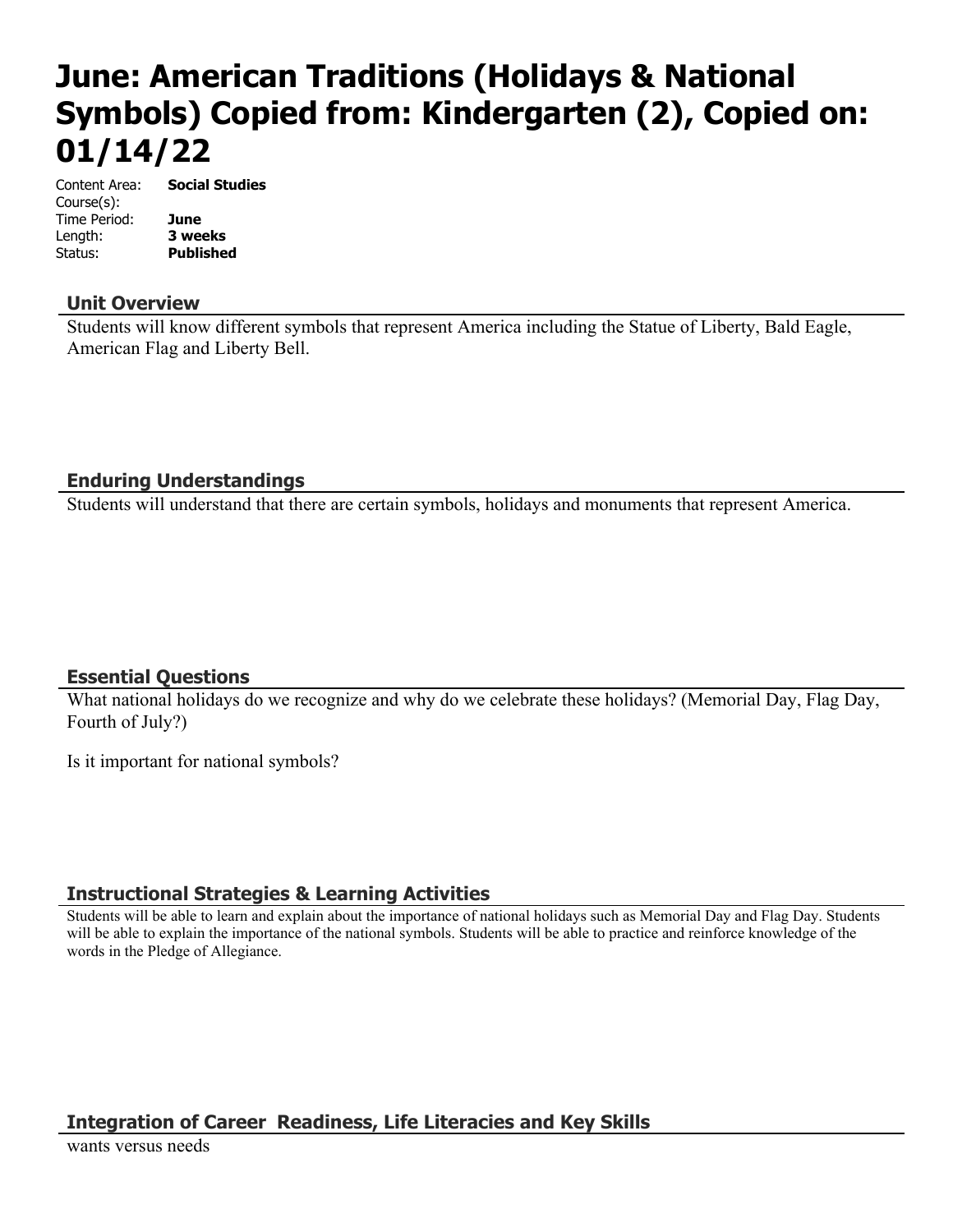# June: American Traditions (Holidays & National Symbols) Copied from: Kindergarten (2), Copied on: 01/14/22

Content Area: **Social Studies**
Course(s):
Time Period: **June**
Length: **3 weeks**
Status: **Published**

## Unit Overview

Students will know different symbols that represent America including the Statue of Liberty, Bald Eagle, American Flag and Liberty Bell.

## Enduring Understandings

Students will understand that there are certain symbols, holidays and monuments that represent America.

## Essential Questions

What national holidays do we recognize and why do we celebrate these holidays? (Memorial Day, Flag Day, Fourth of July?)

Is it important for national symbols?

## Instructional Strategies & Learning Activities

Students will be able to learn and explain about the importance of national holidays such as Memorial Day and Flag Day. Students will be able to explain the importance of the national symbols. Students will be able to practice and reinforce knowledge of the words in the Pledge of Allegiance.

## Integration of Career Readiness, Life Literacies and Key Skills

wants versus needs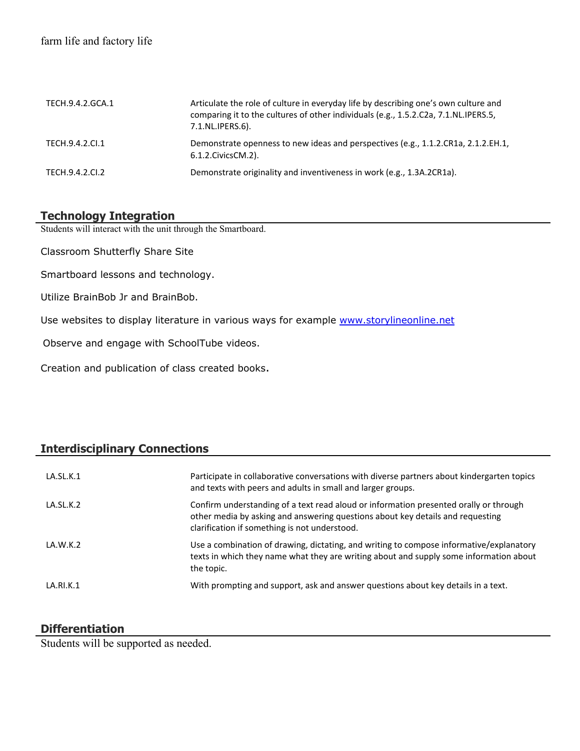farm life and factory life

| | |
|---|---|
| TECH.9.4.2.GCA.1 | Articulate the role of culture in everyday life by describing one's own culture and comparing it to the cultures of other individuals (e.g., 1.5.2.C2a, 7.1.NL.IPERS.5, 7.1.NL.IPERS.6). |
| TECH.9.4.2.CI.1 | Demonstrate openness to new ideas and perspectives (e.g., 1.1.2.CR1a, 2.1.2.EH.1, 6.1.2.CivicsCM.2). |
| TECH.9.4.2.CI.2 | Demonstrate originality and inventiveness in work (e.g., 1.3A.2CR1a). |

## Technology Integration

Students will interact with the unit through the Smartboard.

Classroom Shutterfly Share Site

Smartboard lessons and technology.

Utilize BrainBob Jr and BrainBob.

Use websites to display literature in various ways for example www.storylineonline.net

Observe and engage with SchoolTube videos.

Creation and publication of class created books.

## Interdisciplinary Connections

| | |
|---|---|
| LA.SL.K.1 | Participate in collaborative conversations with diverse partners about kindergarten topics and texts with peers and adults in small and larger groups. |
| LA.SL.K.2 | Confirm understanding of a text read aloud or information presented orally or through other media by asking and answering questions about key details and requesting clarification if something is not understood. |
| LA.W.K.2 | Use a combination of drawing, dictating, and writing to compose informative/explanatory texts in which they name what they are writing about and supply some information about the topic. |
| LA.RI.K.1 | With prompting and support, ask and answer questions about key details in a text. |

## Differentiation

Students will be supported as needed.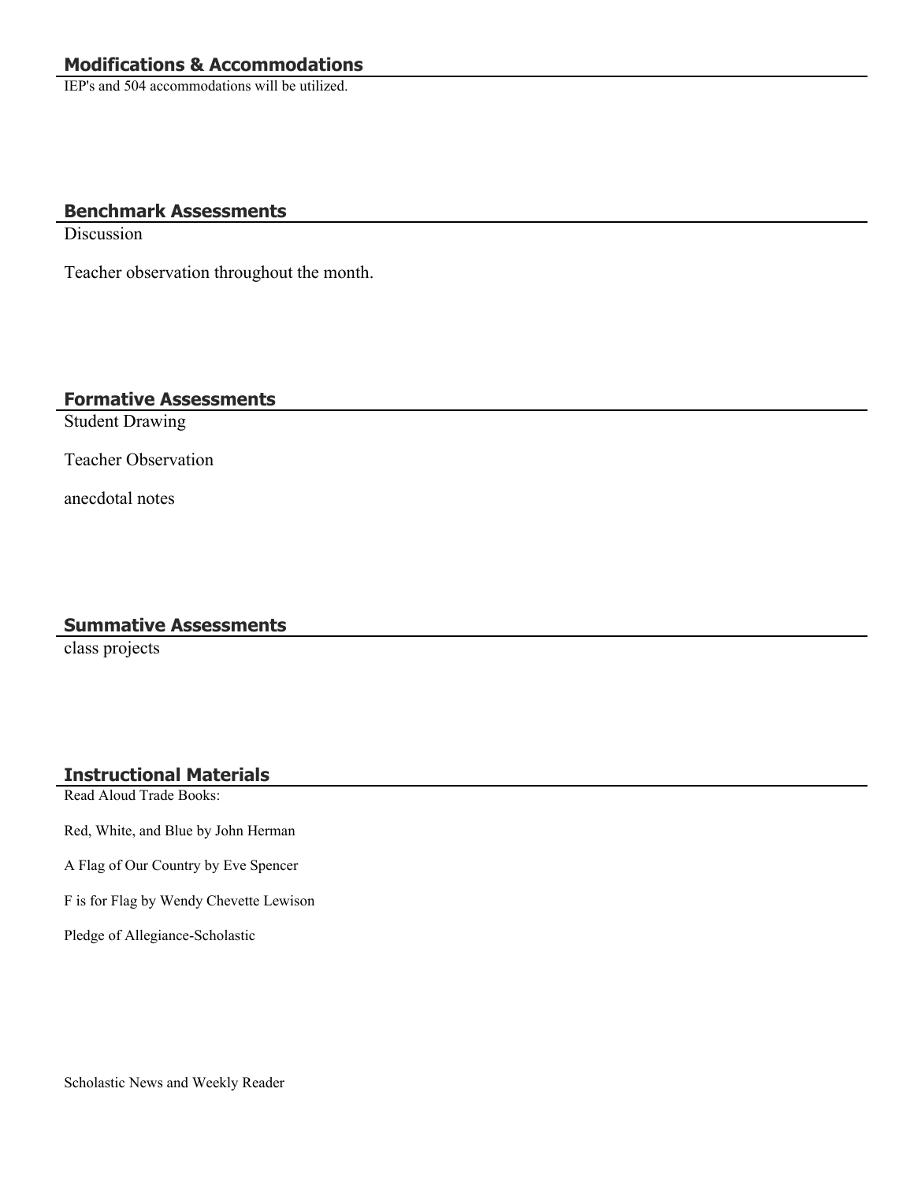## Modifications & Accommodations

IEP's and 504 accommodations will be utilized.

## Benchmark Assessments

Discussion

Teacher observation throughout the month.

## Formative Assessments

Student Drawing

Teacher Observation

anecdotal notes

## Summative Assessments

class projects

## Instructional Materials

Read Aloud Trade Books:

Red, White, and Blue by John Herman

A Flag of Our Country by Eve Spencer

F is for Flag by Wendy Chevette Lewison

Pledge of Allegiance-Scholastic

Scholastic News and Weekly Reader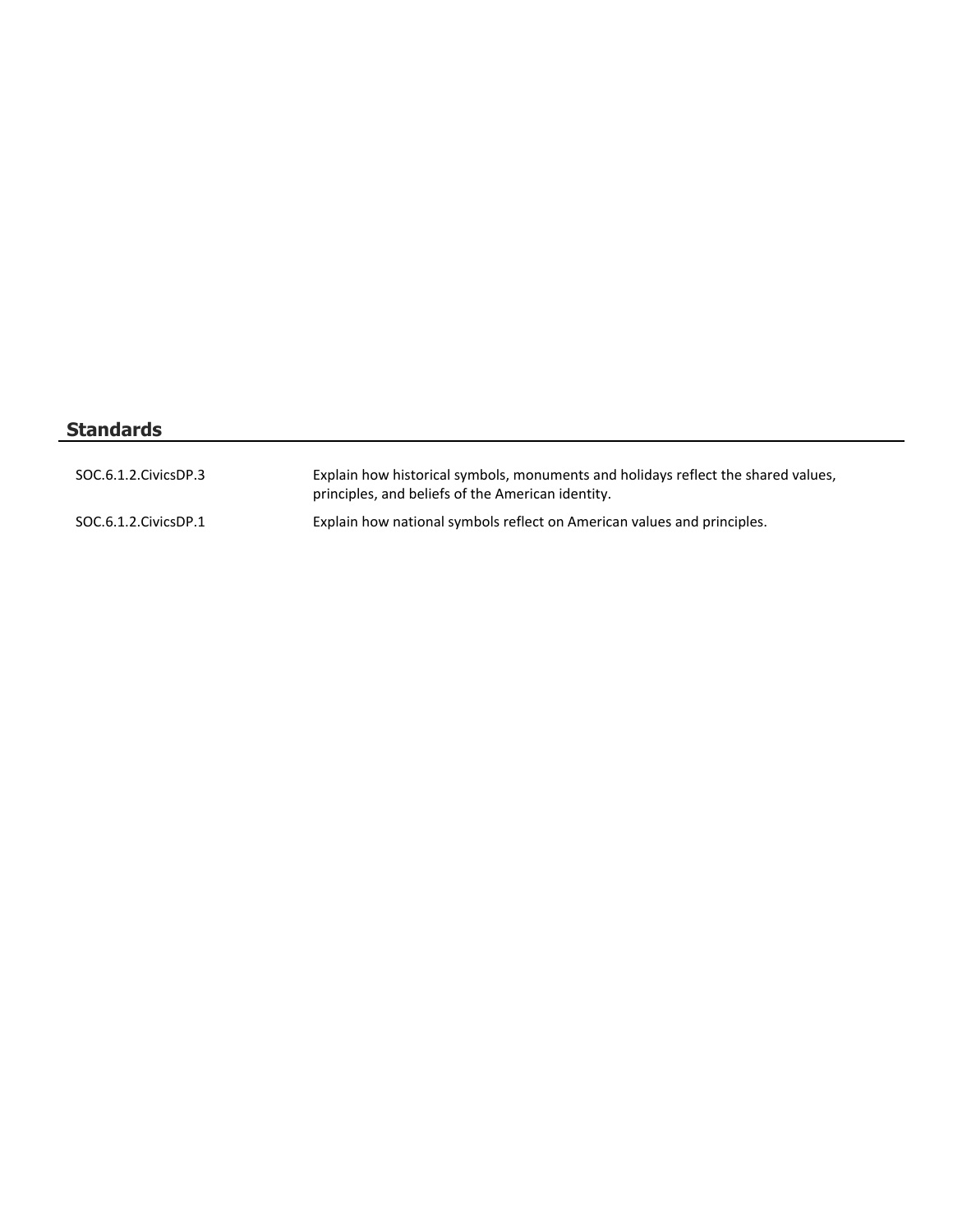## Standards

| | |
|---|---|
| SOC.6.1.2.CivicsDP.3 | Explain how historical symbols, monuments and holidays reflect the shared values, principles, and beliefs of the American identity. |
| SOC.6.1.2.CivicsDP.1 | Explain how national symbols reflect on American values and principles. |